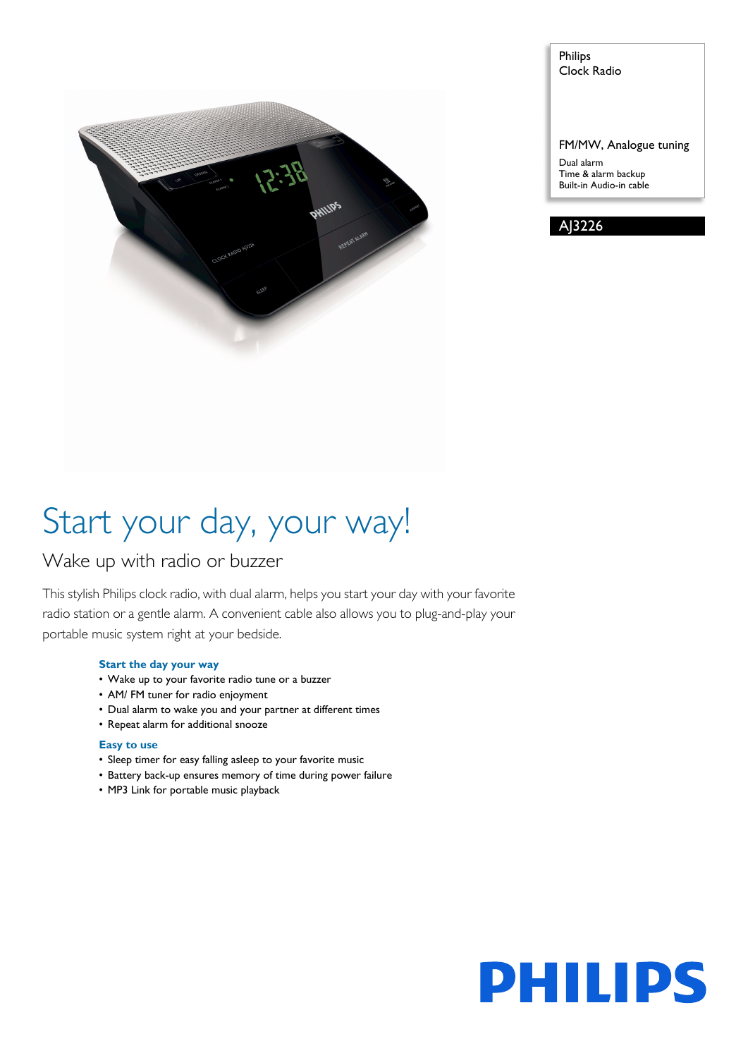Philips
Clock Radio

FM/MW, Analogue tuning

Dual alarm
Time & alarm backup
Built-in Audio-in cable

AJ3226

# Start your day, your way!

## Wake up with radio or buzzer

This stylish Philips clock radio, with dual alarm, helps you start your day with your favorite radio station or a gentle alarm. A convenient cable also allows you to plug-and-play your portable music system right at your bedside.

### Start the day your way

- Wake up to your favorite radio tune or a buzzer
- AM/ FM tuner for radio enjoyment
- Dual alarm to wake you and your partner at different times
- Repeat alarm for additional snooze

### Easy to use

- Sleep timer for easy falling asleep to your favorite music
- Battery back-up ensures memory of time during power failure
- MP3 Link for portable music playback

PHILIPS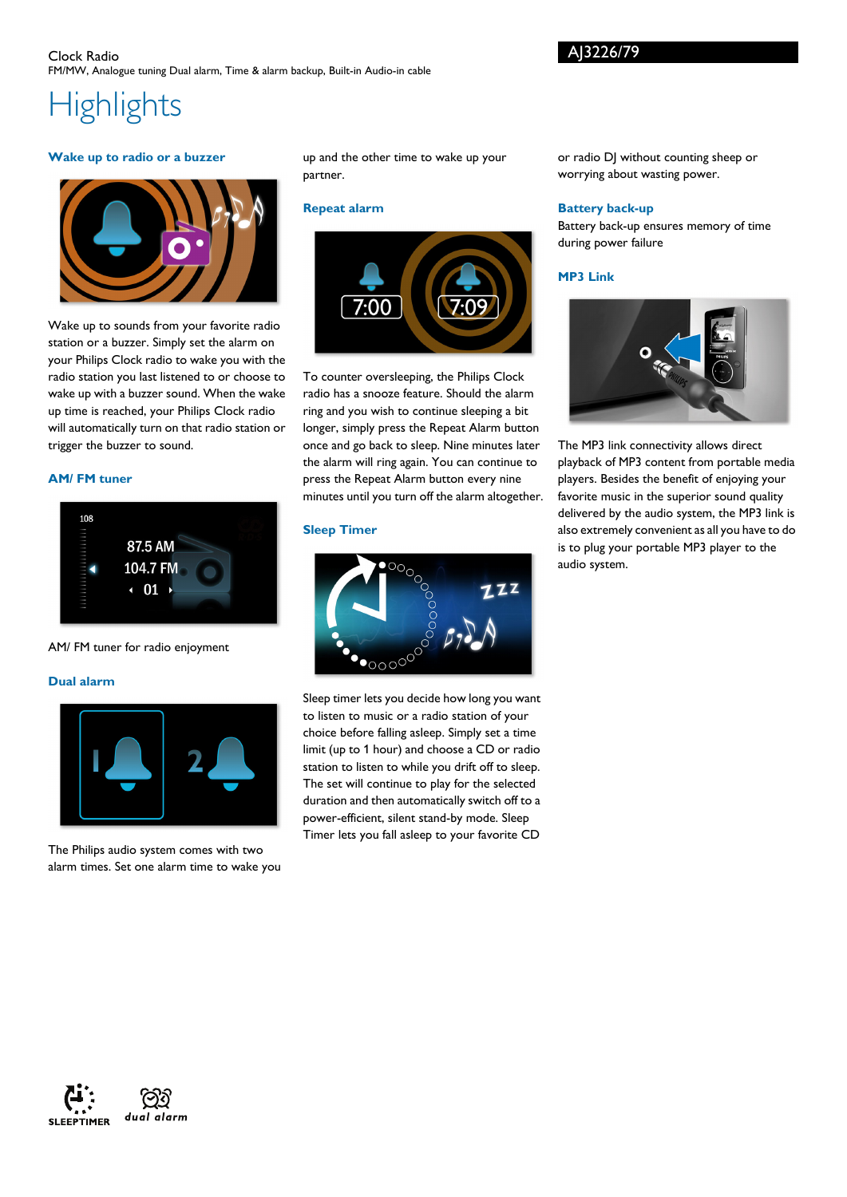Clock Radio

FM/MW, Analogue tuning Dual alarm, Time & alarm backup, Built-in Audio-in cable

AJ3226/79

# Highlights

### Wake up to radio or a buzzer

Wake up to sounds from your favorite radio station or a buzzer. Simply set the alarm on your Philips Clock radio to wake you with the radio station you last listened to or choose to wake up with a buzzer sound. When the wake up time is reached, your Philips Clock radio will automatically turn on that radio station or trigger the buzzer to sound.

### AM/ FM tuner

AM/ FM tuner for radio enjoyment

### Dual alarm

The Philips audio system comes with two alarm times. Set one alarm time to wake you up and the other time to wake up your partner.

### Repeat alarm

To counter oversleeping, the Philips Clock radio has a snooze feature. Should the alarm ring and you wish to continue sleeping a bit longer, simply press the Repeat Alarm button once and go back to sleep. Nine minutes later the alarm will ring again. You can continue to press the Repeat Alarm button every nine minutes until you turn off the alarm altogether.

### Sleep Timer

Sleep timer lets you decide how long you want to listen to music or a radio station of your choice before falling asleep. Simply set a time limit (up to 1 hour) and choose a CD or radio station to listen to while you drift off to sleep. The set will continue to play for the selected duration and then automatically switch off to a power-efficient, silent stand-by mode. Sleep Timer lets you fall asleep to your favorite CD or radio DJ without counting sheep or worrying about wasting power.

### Battery back-up

Battery back-up ensures memory of time during power failure

### MP3 Link

The MP3 link connectivity allows direct playback of MP3 content from portable media players. Besides the benefit of enjoying your favorite music in the superior sound quality delivered by the audio system, the MP3 link is also extremely convenient as all you have to do is to plug your portable MP3 player to the audio system.

SLEEPTIMER

dual alarm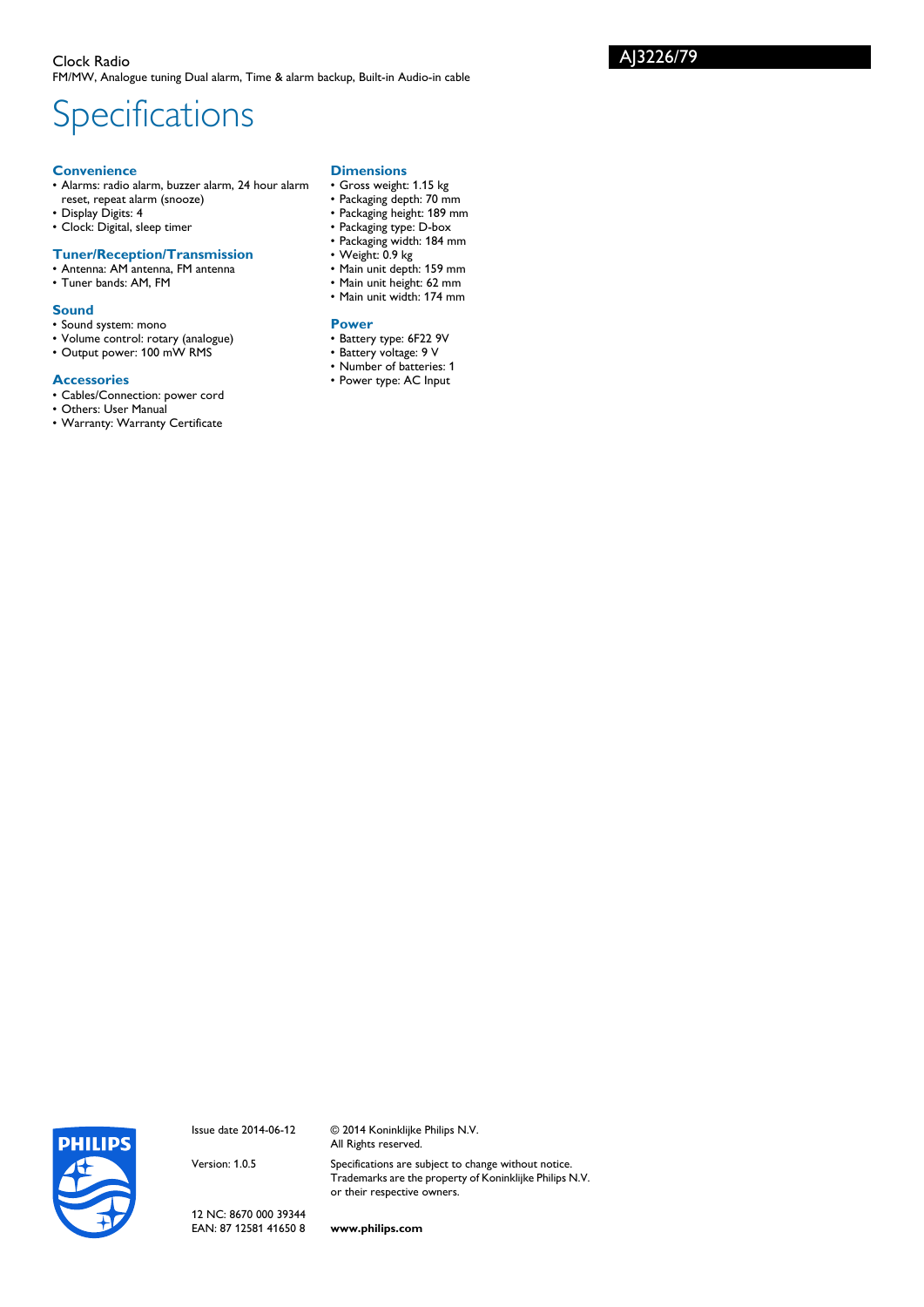Clock Radio

FM/MW, Analogue tuning Dual alarm, Time & alarm backup, Built-in Audio-in cable

AJ3226/79

# Specifications

### Convenience

- Alarms: radio alarm, buzzer alarm, 24 hour alarm reset, repeat alarm (snooze)
- Display Digits: 4
- Clock: Digital, sleep timer

### Tuner/Reception/Transmission

- Antenna: AM antenna, FM antenna
- Tuner bands: AM, FM

### Sound

- Sound system: mono
- Volume control: rotary (analogue)
- Output power: 100 mW RMS

### Accessories

- Cables/Connection: power cord
- Others: User Manual
- Warranty: Warranty Certificate

### Dimensions

- Gross weight: 1.15 kg
- Packaging depth: 70 mm
- Packaging height: 189 mm
- Packaging type: D-box
- Packaging width: 184 mm
- Weight: 0.9 kg
- Main unit depth: 159 mm
- Main unit height: 62 mm
- Main unit width: 174 mm

### Power

- Battery type: 6F22 9V
- Battery voltage: 9 V
- Number of batteries: 1
- Power type: AC Input

PHILIPS

Issue date 2014-06-12

Version: 1.0.5

12 NC: 8670 000 39344
EAN: 87 12581 41650 8

© 2014 Koninklijke Philips N.V.
All Rights reserved.

Specifications are subject to change without notice. Trademarks are the property of Koninklijke Philips N.V. or their respective owners.

**www.philips.com**